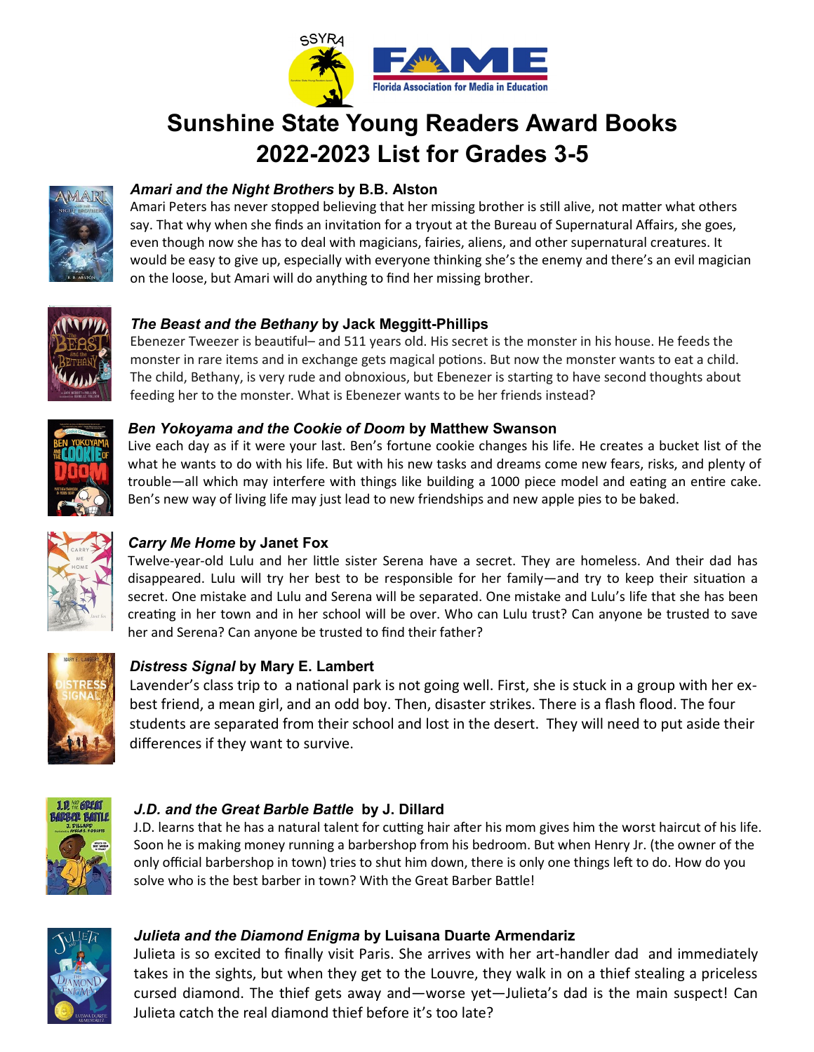# Sunshine State Young Readers Award Books 2022-2023 List for Grades 3-5

### ***Amari and the Night Brothers*** **by B.B. Alston**

Amari Peters has never stopped believing that her missing brother is still alive, not matter what others say. That why when she finds an invitation for a tryout at the Bureau of Supernatural Affairs, she goes, even though now she has to deal with magicians, fairies, aliens, and other supernatural creatures. It would be easy to give up, especially with everyone thinking she's the enemy and there's an evil magician on the loose, but Amari will do anything to find her missing brother.

### ***The Beast and the Bethany*** **by Jack Meggitt-Phillips**

Ebenezer Tweezer is beautiful– and 511 years old. His secret is the monster in his house. He feeds the monster in rare items and in exchange gets magical potions. But now the monster wants to eat a child. The child, Bethany, is very rude and obnoxious, but Ebenezer is starting to have second thoughts about feeding her to the monster. What is Ebenezer wants to be her friends instead?

### ***Ben Yokoyama and the Cookie of Doom*** **by Matthew Swanson**

Live each day as if it were your last. Ben's fortune cookie changes his life. He creates a bucket list of the what he wants to do with his life. But with his new tasks and dreams come new fears, risks, and plenty of trouble—all which may interfere with things like building a 1000 piece model and eating an entire cake. Ben's new way of living life may just lead to new friendships and new apple pies to be baked.

### ***Carry Me Home*** **by Janet Fox**

Twelve-year-old Lulu and her little sister Serena have a secret. They are homeless. And their dad has disappeared. Lulu will try her best to be responsible for her family—and try to keep their situation a secret. One mistake and Lulu and Serena will be separated. One mistake and Lulu's life that she has been creating in her town and in her school will be over. Who can Lulu trust? Can anyone be trusted to save her and Serena? Can anyone be trusted to find their father?

### ***Distress Signal*** **by Mary E. Lambert**

Lavender's class trip to a national park is not going well. First, she is stuck in a group with her ex-best friend, a mean girl, and an odd boy. Then, disaster strikes. There is a flash flood. The four students are separated from their school and lost in the desert. They will need to put aside their differences if they want to survive.

### ***J.D. and the Great Barble Battle*** **by J. Dillard**

J.D. learns that he has a natural talent for cutting hair after his mom gives him the worst haircut of his life. Soon he is making money running a barbershop from his bedroom. But when Henry Jr. (the owner of the only official barbershop in town) tries to shut him down, there is only one things left to do. How do you solve who is the best barber in town? With the Great Barber Battle!

### ***Julieta and the Diamond Enigma*** **by Luisana Duarte Armendariz**

Julieta is so excited to finally visit Paris. She arrives with her art-handler dad and immediately takes in the sights, but when they get to the Louvre, they walk in on a thief stealing a priceless cursed diamond. The thief gets away and—worse yet—Julieta's dad is the main suspect! Can Julieta catch the real diamond thief before it's too late?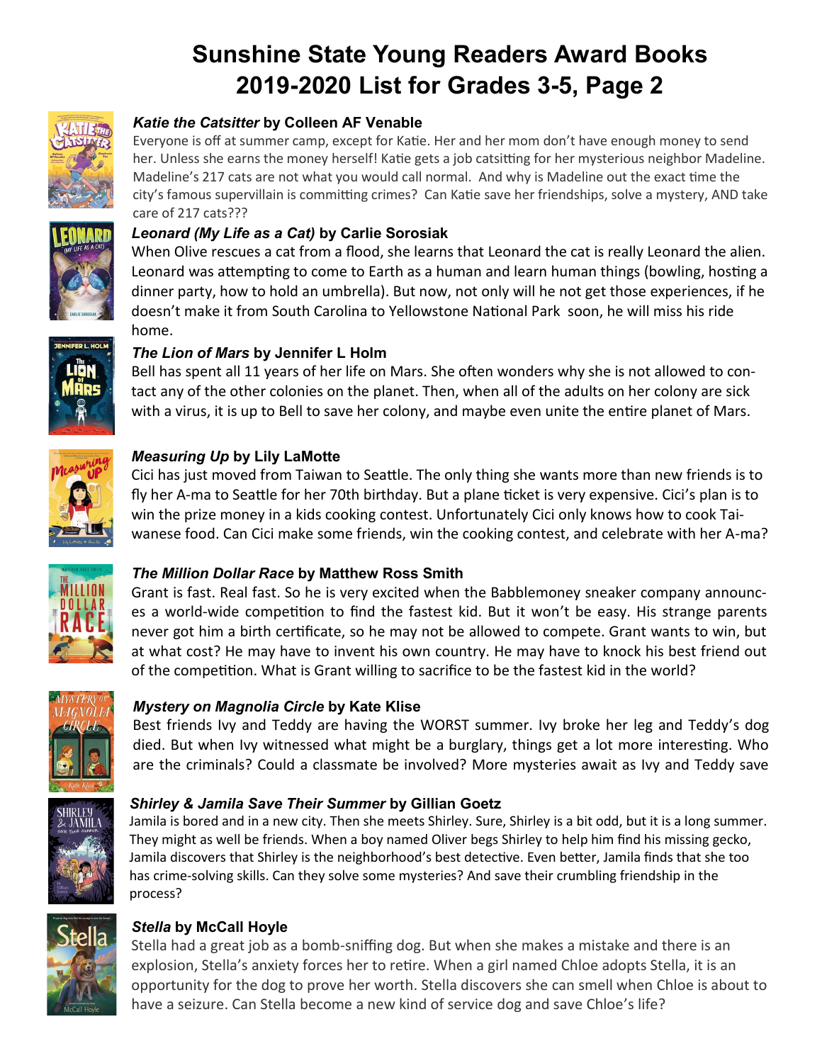# Sunshine State Young Readers Award Books 2019-2020 List for Grades 3-5, Page 2

### *Katie the Catsitter* by Colleen AF Venable

Everyone is off at summer camp, except for Katie. Her and her mom don't have enough money to send her. Unless she earns the money herself! Katie gets a job catsitting for her mysterious neighbor Madeline. Madeline's 217 cats are not what you would call normal. And why is Madeline out the exact time the city's famous supervillain is committing crimes? Can Katie save her friendships, solve a mystery, AND take care of 217 cats???

### *Leonard (My Life as a Cat)* by Carlie Sorosiak

When Olive rescues a cat from a flood, she learns that Leonard the cat is really Leonard the alien. Leonard was attempting to come to Earth as a human and learn human things (bowling, hosting a dinner party, how to hold an umbrella). But now, not only will he not get those experiences, if he doesn't make it from South Carolina to Yellowstone National Park soon, he will miss his ride home.

### *The Lion of Mars* by Jennifer L Holm

Bell has spent all 11 years of her life on Mars. She often wonders why she is not allowed to contact any of the other colonies on the planet. Then, when all of the adults on her colony are sick with a virus, it is up to Bell to save her colony, and maybe even unite the entire planet of Mars.

### *Measuring Up* by Lily LaMotte

Cici has just moved from Taiwan to Seattle. The only thing she wants more than new friends is to fly her A-ma to Seattle for her 70th birthday. But a plane ticket is very expensive. Cici's plan is to win the prize money in a kids cooking contest. Unfortunately Cici only knows how to cook Taiwanese food. Can Cici make some friends, win the cooking contest, and celebrate with her A-ma?

### *The Million Dollar Race* by Matthew Ross Smith

Grant is fast. Real fast. So he is very excited when the Babblemoney sneaker company announces a world-wide competition to find the fastest kid. But it won't be easy. His strange parents never got him a birth certificate, so he may not be allowed to compete. Grant wants to win, but at what cost? He may have to invent his own country. He may have to knock his best friend out of the competition. What is Grant willing to sacrifice to be the fastest kid in the world?

### *Mystery on Magnolia Circle* by Kate Klise

Best friends Ivy and Teddy are having the WORST summer. Ivy broke her leg and Teddy's dog died. But when Ivy witnessed what might be a burglary, things get a lot more interesting. Who are the criminals? Could a classmate be involved? More mysteries await as Ivy and Teddy save

### *Shirley & Jamila Save Their Summer* by Gillian Goetz

Jamila is bored and in a new city. Then she meets Shirley. Sure, Shirley is a bit odd, but it is a long summer. They might as well be friends. When a boy named Oliver begs Shirley to help him find his missing gecko, Jamila discovers that Shirley is the neighborhood's best detective. Even better, Jamila finds that she too has crime-solving skills. Can they solve some mysteries? And save their crumbling friendship in the process?

### *Stella* by McCall Hoyle

Stella had a great job as a bomb-sniffing dog. But when she makes a mistake and there is an explosion, Stella's anxiety forces her to retire. When a girl named Chloe adopts Stella, it is an opportunity for the dog to prove her worth. Stella discovers she can smell when Chloe is about to have a seizure. Can Stella become a new kind of service dog and save Chloe's life?